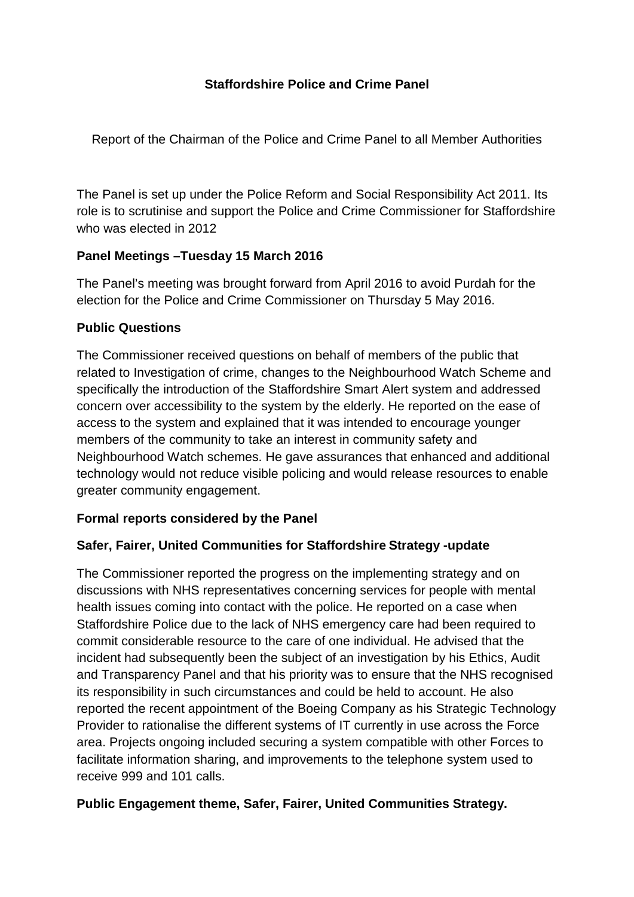**Staffordshire Police and Crime Panel**

Report of the Chairman of the Police and Crime Panel to all Member Authorities

The Panel is set up under the Police Reform and Social Responsibility Act 2011. Its role is to scrutinise and support the Police and Crime Commissioner for Staffordshire who was elected in 2012

**Panel Meetings –Tuesday 15 March 2016**

The Panel's meeting was brought forward from April 2016 to avoid Purdah for the election for the Police and Crime Commissioner on Thursday 5 May 2016.

**Public Questions**

The Commissioner received questions on behalf of members of the public that related to Investigation of crime, changes to the Neighbourhood Watch Scheme and specifically the introduction of the Staffordshire Smart Alert system and addressed concern over accessibility to the system by the elderly. He reported on the ease of access to the system and explained that it was intended to encourage younger members of the community to take an interest in community safety and Neighbourhood Watch schemes. He gave assurances that enhanced and additional technology would not reduce visible policing and would release resources to enable greater community engagement.

**Formal reports considered by the Panel**

**Safer, Fairer, United Communities for Staffordshire Strategy -update**

The Commissioner reported the progress on the implementing strategy and on discussions with NHS representatives concerning services for people with mental health issues coming into contact with the police. He reported on a case when Staffordshire Police due to the lack of NHS emergency care had been required to commit considerable resource to the care of one individual. He advised that the incident had subsequently been the subject of an investigation by his Ethics, Audit and Transparency Panel and that his priority was to ensure that the NHS recognised its responsibility in such circumstances and could be held to account. He also reported the recent appointment of the Boeing Company as his Strategic Technology Provider to rationalise the different systems of IT currently in use across the Force area. Projects ongoing included securing a system compatible with other Forces to facilitate information sharing, and improvements to the telephone system used to receive 999 and 101 calls.

**Public Engagement theme, Safer, Fairer, United Communities Strategy.**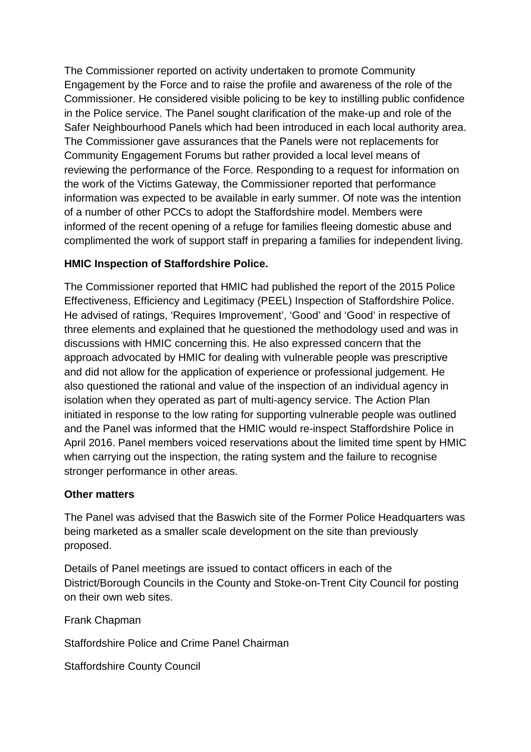The Commissioner reported on activity undertaken to promote Community Engagement by the Force and to raise the profile and awareness of the role of the Commissioner. He considered visible policing to be key to instilling public confidence in the Police service. The Panel sought clarification of the make-up and role of the Safer Neighbourhood Panels which had been introduced in each local authority area. The Commissioner gave assurances that the Panels were not replacements for Community Engagement Forums but rather provided a local level means of reviewing the performance of the Force. Responding to a request for information on the work of the Victims Gateway, the Commissioner reported that performance information was expected to be available in early summer. Of note was the intention of a number of other PCCs to adopt the Staffordshire model. Members were informed of the recent opening of a refuge for families fleeing domestic abuse and complimented the work of support staff in preparing a families for independent living.

**HMIC Inspection of Staffordshire Police.**

The Commissioner reported that HMIC had published the report of the 2015 Police Effectiveness, Efficiency and Legitimacy (PEEL) Inspection of Staffordshire Police. He advised of ratings, 'Requires Improvement', 'Good' and 'Good' in respective of three elements and explained that he questioned the methodology used and was in discussions with HMIC concerning this. He also expressed concern that the approach advocated by HMIC for dealing with vulnerable people was prescriptive and did not allow for the application of experience or professional judgement. He also questioned the rational and value of the inspection of an individual agency in isolation when they operated as part of multi-agency service. The Action Plan initiated in response to the low rating for supporting vulnerable people was outlined and the Panel was informed that the HMIC would re-inspect Staffordshire Police in April 2016. Panel members voiced reservations about the limited time spent by HMIC when carrying out the inspection, the rating system and the failure to recognise stronger performance in other areas.

**Other matters**

The Panel was advised that the Baswich site of the Former Police Headquarters was being marketed as a smaller scale development on the site than previously proposed.

Details of Panel meetings are issued to contact officers in each of the District/Borough Councils in the County and Stoke-on-Trent City Council for posting on their own web sites.

Frank Chapman

Staffordshire Police and Crime Panel Chairman

Staffordshire County Council